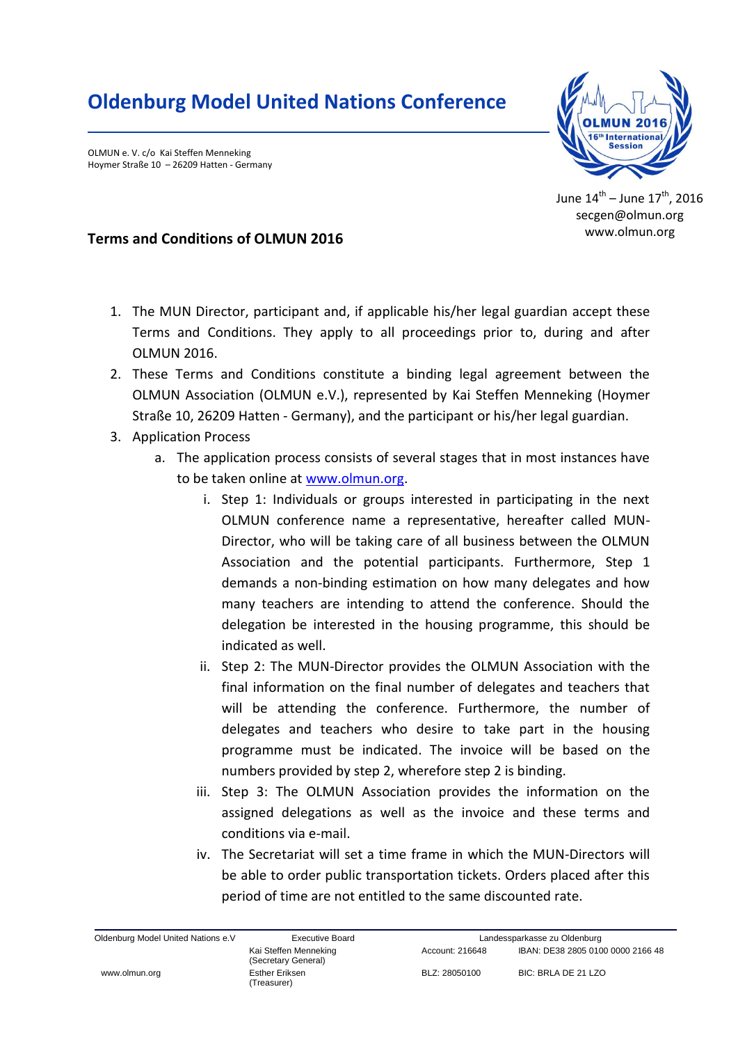# Oldenburg Model United Nations Conference

OLMUN e. V. c/o Kai Steffen Menneking
Hoymer Straße 10 – 26209 Hatten - Germany

June 14th – June 17th, 2016
secgen@olmun.org
www.olmun.org

## Terms and Conditions of OLMUN 2016

1. The MUN Director, participant and, if applicable his/her legal guardian accept these Terms and Conditions. They apply to all proceedings prior to, during and after OLMUN 2016.
2. These Terms and Conditions constitute a binding legal agreement between the OLMUN Association (OLMUN e.V.), represented by Kai Steffen Menneking (Hoymer Straße 10, 26209 Hatten - Germany), and the participant or his/her legal guardian.
3. Application Process
   a. The application process consists of several stages that in most instances have to be taken online at [www.olmun.org](http://www.olmun.org).
      i. Step 1: Individuals or groups interested in participating in the next OLMUN conference name a representative, hereafter called MUN-Director, who will be taking care of all business between the OLMUN Association and the potential participants. Furthermore, Step 1 demands a non-binding estimation on how many delegates and how many teachers are intending to attend the conference. Should the delegation be interested in the housing programme, this should be indicated as well.
      ii. Step 2: The MUN-Director provides the OLMUN Association with the final information on the final number of delegates and teachers that will be attending the conference. Furthermore, the number of delegates and teachers who desire to take part in the housing programme must be indicated. The invoice will be based on the numbers provided by step 2, wherefore step 2 is binding.
      iii. Step 3: The OLMUN Association provides the information on the assigned delegations as well as the invoice and these terms and conditions via e-mail.
      iv. The Secretariat will set a time frame in which the MUN-Directors will be able to order public transportation tickets. Orders placed after this period of time are not entitled to the same discounted rate.

Oldenburg Model United Nations e.V | Executive Board: Kai Steffen Menneking (Secretary General), Esther Eriksen (Treasurer) | Landessparkasse zu Oldenburg: Account: 216648, IBAN: DE38 2805 0100 0000 2166 48, BLZ: 28050100, BIC: BRLA DE 21 LZO | www.olmun.org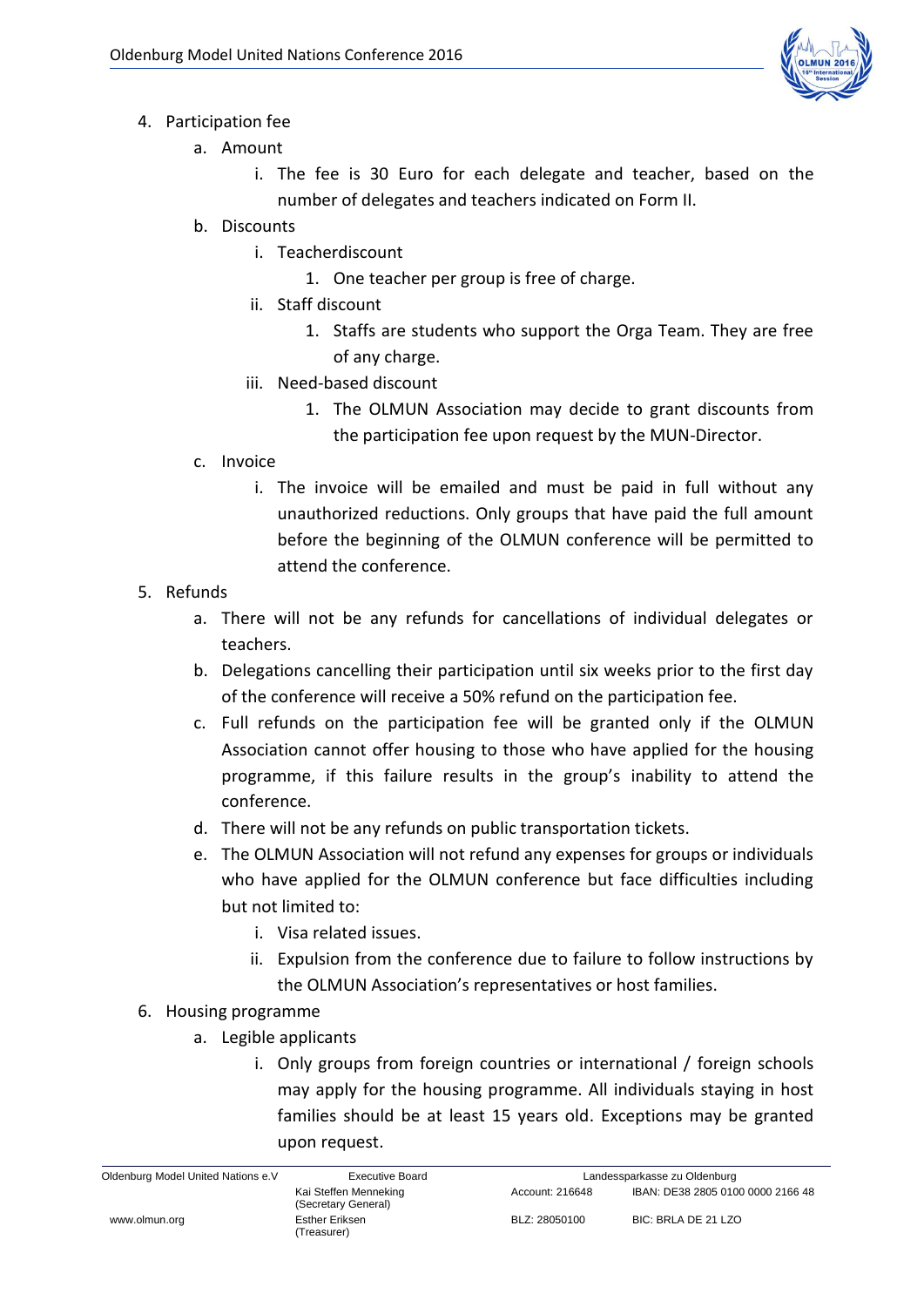4. Participation fee
    a. Amount
        i. The fee is 30 Euro for each delegate and teacher, based on the number of delegates and teachers indicated on Form II.
    b. Discounts
        i. Teacherdiscount
            1. One teacher per group is free of charge.
        ii. Staff discount
            1. Staffs are students who support the Orga Team. They are free of any charge.
        iii. Need-based discount
            1. The OLMUN Association may decide to grant discounts from the participation fee upon request by the MUN-Director.
    c. Invoice
        i. The invoice will be emailed and must be paid in full without any unauthorized reductions. Only groups that have paid the full amount before the beginning of the OLMUN conference will be permitted to attend the conference.
5. Refunds
    a. There will not be any refunds for cancellations of individual delegates or teachers.
    b. Delegations cancelling their participation until six weeks prior to the first day of the conference will receive a 50% refund on the participation fee.
    c. Full refunds on the participation fee will be granted only if the OLMUN Association cannot offer housing to those who have applied for the housing programme, if this failure results in the group's inability to attend the conference.
    d. There will not be any refunds on public transportation tickets.
    e. The OLMUN Association will not refund any expenses for groups or individuals who have applied for the OLMUN conference but face difficulties including but not limited to:
        i. Visa related issues.
        ii. Expulsion from the conference due to failure to follow instructions by the OLMUN Association's representatives or host families.
6. Housing programme
    a. Legible applicants
        i. Only groups from foreign countries or international / foreign schools may apply for the housing programme. All individuals staying in host families should be at least 15 years old. Exceptions may be granted upon request.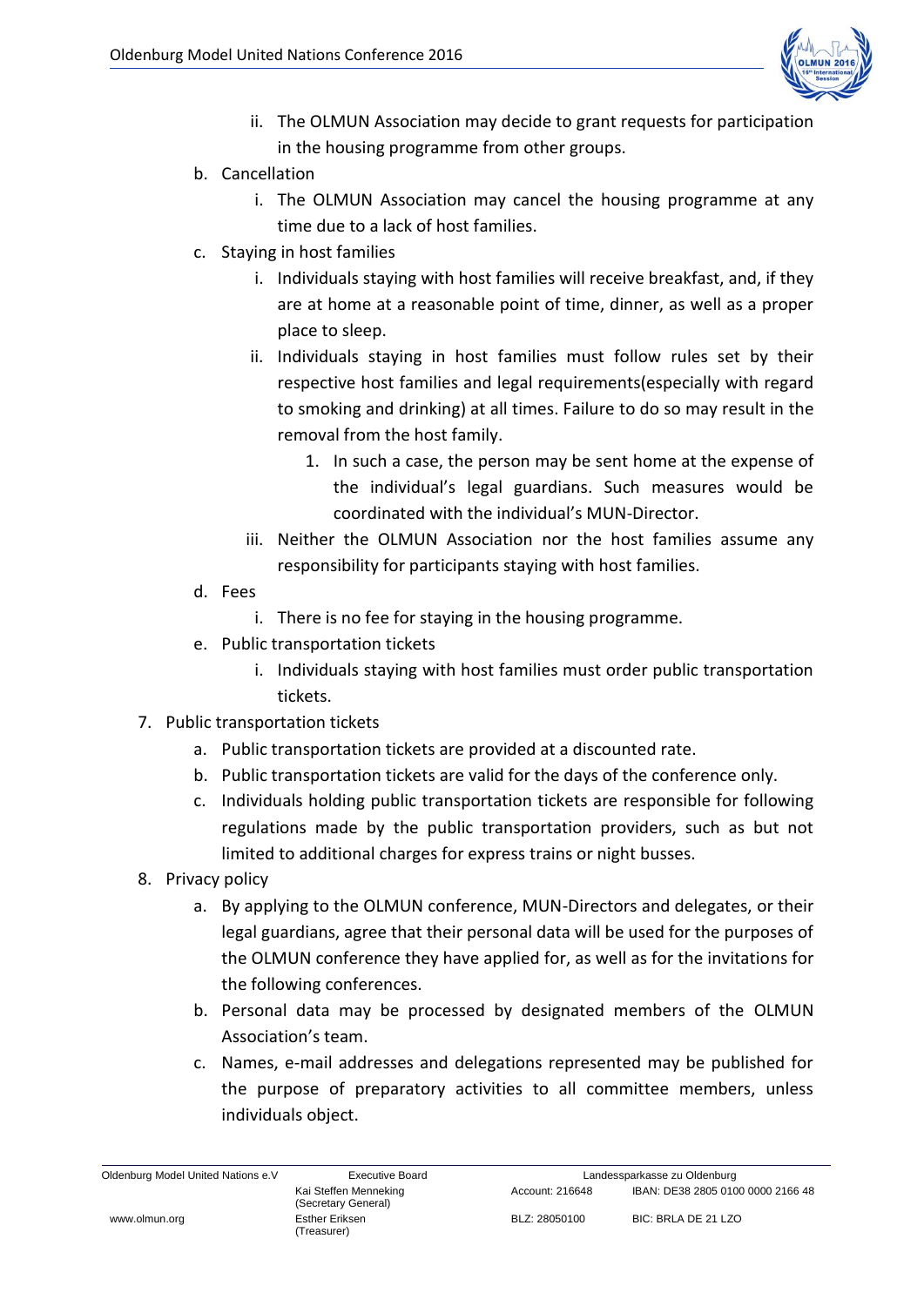- ii. The OLMUN Association may decide to grant requests for participation in the housing programme from other groups.
- b. Cancellation
   - i. The OLMUN Association may cancel the housing programme at any time due to a lack of host families.
- c. Staying in host families
   - i. Individuals staying with host families will receive breakfast, and, if they are at home at a reasonable point of time, dinner, as well as a proper place to sleep.
   - ii. Individuals staying in host families must follow rules set by their respective host families and legal requirements(especially with regard to smoking and drinking) at all times. Failure to do so may result in the removal from the host family.
      1. In such a case, the person may be sent home at the expense of the individual's legal guardians. Such measures would be coordinated with the individual's MUN-Director.
   - iii. Neither the OLMUN Association nor the host families assume any responsibility for participants staying with host families.
- d. Fees
   - i. There is no fee for staying in the housing programme.
- e. Public transportation tickets
   - i. Individuals staying with host families must order public transportation tickets.

7. Public transportation tickets
   - a. Public transportation tickets are provided at a discounted rate.
   - b. Public transportation tickets are valid for the days of the conference only.
   - c. Individuals holding public transportation tickets are responsible for following regulations made by the public transportation providers, such as but not limited to additional charges for express trains or night busses.
8. Privacy policy
   - a. By applying to the OLMUN conference, MUN-Directors and delegates, or their legal guardians, agree that their personal data will be used for the purposes of the OLMUN conference they have applied for, as well as for the invitations for the following conferences.
   - b. Personal data may be processed by designated members of the OLMUN Association's team.
   - c. Names, e-mail addresses and delegations represented may be published for the purpose of preparatory activities to all committee members, unless individuals object.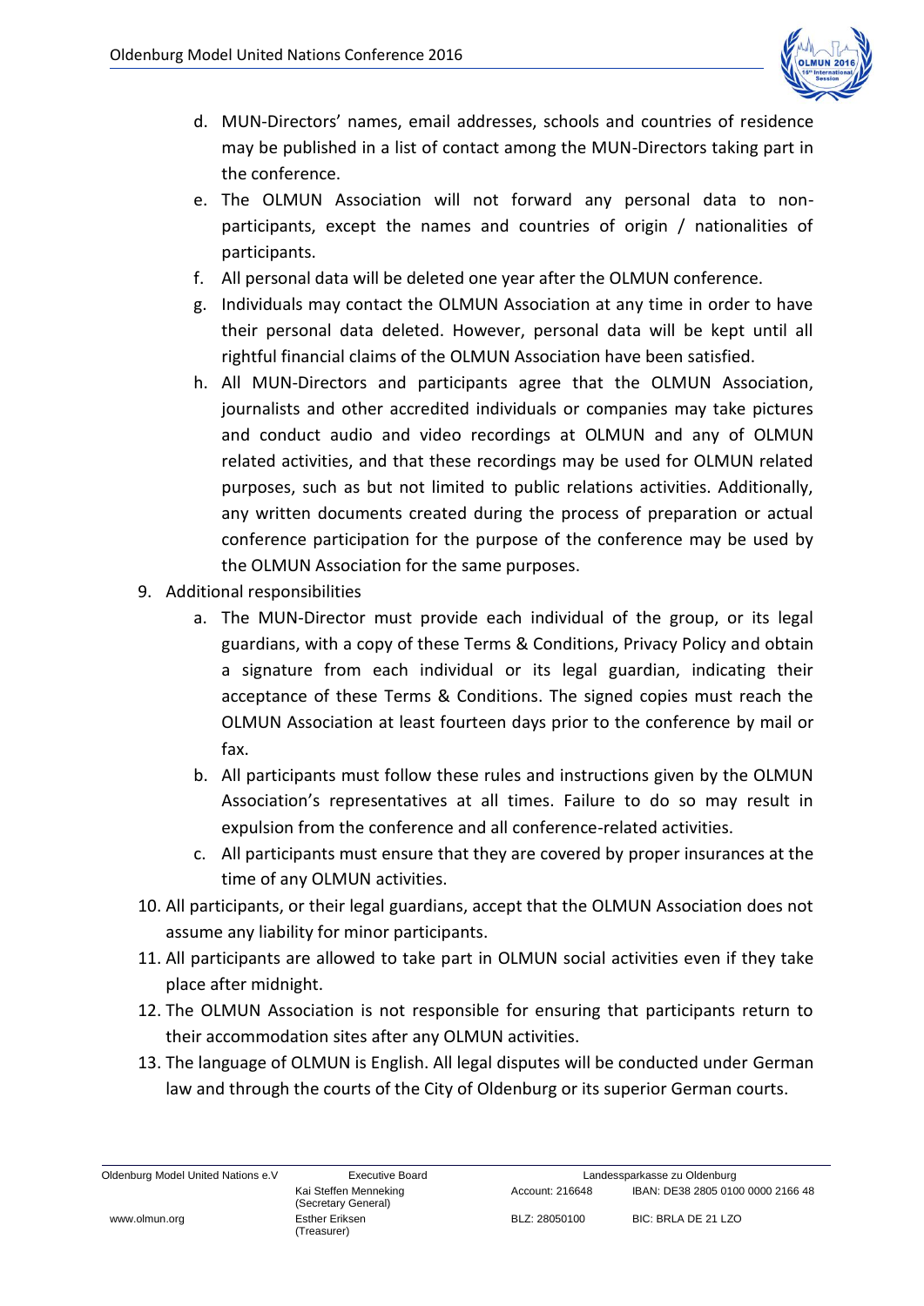d. MUN-Directors' names, email addresses, schools and countries of residence may be published in a list of contact among the MUN-Directors taking part in the conference.
e. The OLMUN Association will not forward any personal data to non-participants, except the names and countries of origin / nationalities of participants.
f. All personal data will be deleted one year after the OLMUN conference.
g. Individuals may contact the OLMUN Association at any time in order to have their personal data deleted. However, personal data will be kept until all rightful financial claims of the OLMUN Association have been satisfied.
h. All MUN-Directors and participants agree that the OLMUN Association, journalists and other accredited individuals or companies may take pictures and conduct audio and video recordings at OLMUN and any of OLMUN related activities, and that these recordings may be used for OLMUN related purposes, such as but not limited to public relations activities. Additionally, any written documents created during the process of preparation or actual conference participation for the purpose of the conference may be used by the OLMUN Association for the same purposes.

9. Additional responsibilities
    a. The MUN-Director must provide each individual of the group, or its legal guardians, with a copy of these Terms & Conditions, Privacy Policy and obtain a signature from each individual or its legal guardian, indicating their acceptance of these Terms & Conditions. The signed copies must reach the OLMUN Association at least fourteen days prior to the conference by mail or fax.
    b. All participants must follow these rules and instructions given by the OLMUN Association's representatives at all times. Failure to do so may result in expulsion from the conference and all conference-related activities.
    c. All participants must ensure that they are covered by proper insurances at the time of any OLMUN activities.
10. All participants, or their legal guardians, accept that the OLMUN Association does not assume any liability for minor participants.
11. All participants are allowed to take part in OLMUN social activities even if they take place after midnight.
12. The OLMUN Association is not responsible for ensuring that participants return to their accommodation sites after any OLMUN activities.
13. The language of OLMUN is English. All legal disputes will be conducted under German law and through the courts of the City of Oldenburg or its superior German courts.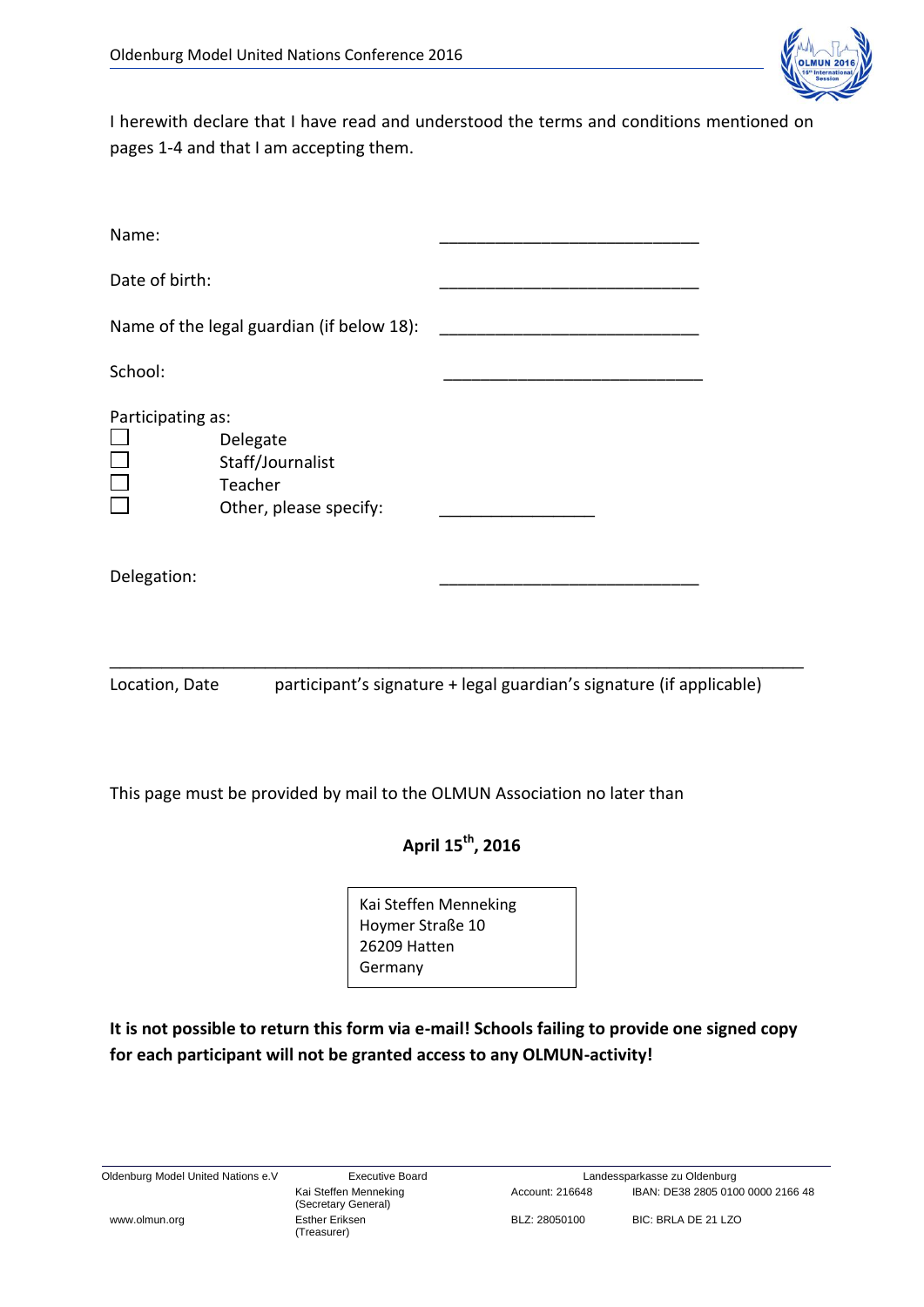I herewith declare that I have read and understood the terms and conditions mentioned on pages 1-4 and that I am accepting them.

Name: ____________________________

Date of birth: ____________________________

Name of the legal guardian (if below 18): ____________________________

School: ____________________________

Participating as:

- ☐ Delegate
- ☐ Staff/Journalist
- ☐ Teacher
- ☐ Other, please specify: ________________

Delegation: ____________________________

___________________________________________________________________________

Location, Date participant's signature + legal guardian's signature (if applicable)

This page must be provided by mail to the OLMUN Association no later than

**April 15th, 2016**

Kai Steffen Menneking
Hoymer Straße 10
26209 Hatten
Germany

**It is not possible to return this form via e-mail! Schools failing to provide one signed copy for each participant will not be granted access to any OLMUN-activity!**